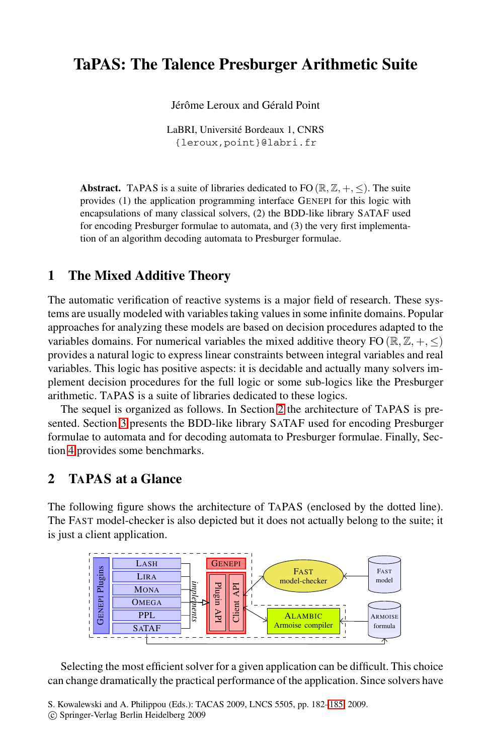# TaPAS: The Talence Presburger Arithmetic Suite

Jérôme Leroux and Gérald Point

LaBRI, Université Bordeaux 1, CNRS
{leroux,point}@labri.fr

**Abstract.** TAPAS is a suite of libraries dedicated to FO $(\mathbb{R}, \mathbb{Z}, +, \leq)$. The suite provides (1) the application programming interface GENEPI for this logic with encapsulations of many classical solvers, (2) the BDD-like library SATAF used for encoding Presburger formulae to automata, and (3) the very first implementation of an algorithm decoding automata to Presburger formulae.

## 1 The Mixed Additive Theory

The automatic verification of reactive systems is a major field of research. These systems are usually modeled with variables taking values in some infinite domains. Popular approaches for analyzing these models are based on decision procedures adapted to the variables domains. For numerical variables the mixed additive theory FO $(\mathbb{R}, \mathbb{Z}, +, \leq)$ provides a natural logic to express linear constraints between integral variables and real variables. This logic has positive aspects: it is decidable and actually many solvers implement decision procedures for the full logic or some sub-logics like the Presburger arithmetic. TAPAS is a suite of libraries dedicated to these logics.

The sequel is organized as follows. In Section 2 the architecture of TAPAS is presented. Section 3 presents the BDD-like library SATAF used for encoding Presburger formulae to automata and for decoding automata to Presburger formulae. Finally, Section 4 provides some benchmarks.

## 2 TAPAS at a Glance

The following figure shows the architecture of TAPAS (enclosed by the dotted line). The FAST model-checker is also depicted but it does not actually belong to the suite; it is just a client application.

GENEPI Plugins: LASH, LIRA, MONA, OMEGA, PPL, SATAF — *implements* — GENEPI (Plugin API, Client API) — FAST model-checker ← FAST model; ALAMBIC Armoise compiler ← ARMOISE formula

Selecting the most efficient solver for a given application can be difficult. This choice can change dramatically the practical performance of the application. Since solvers have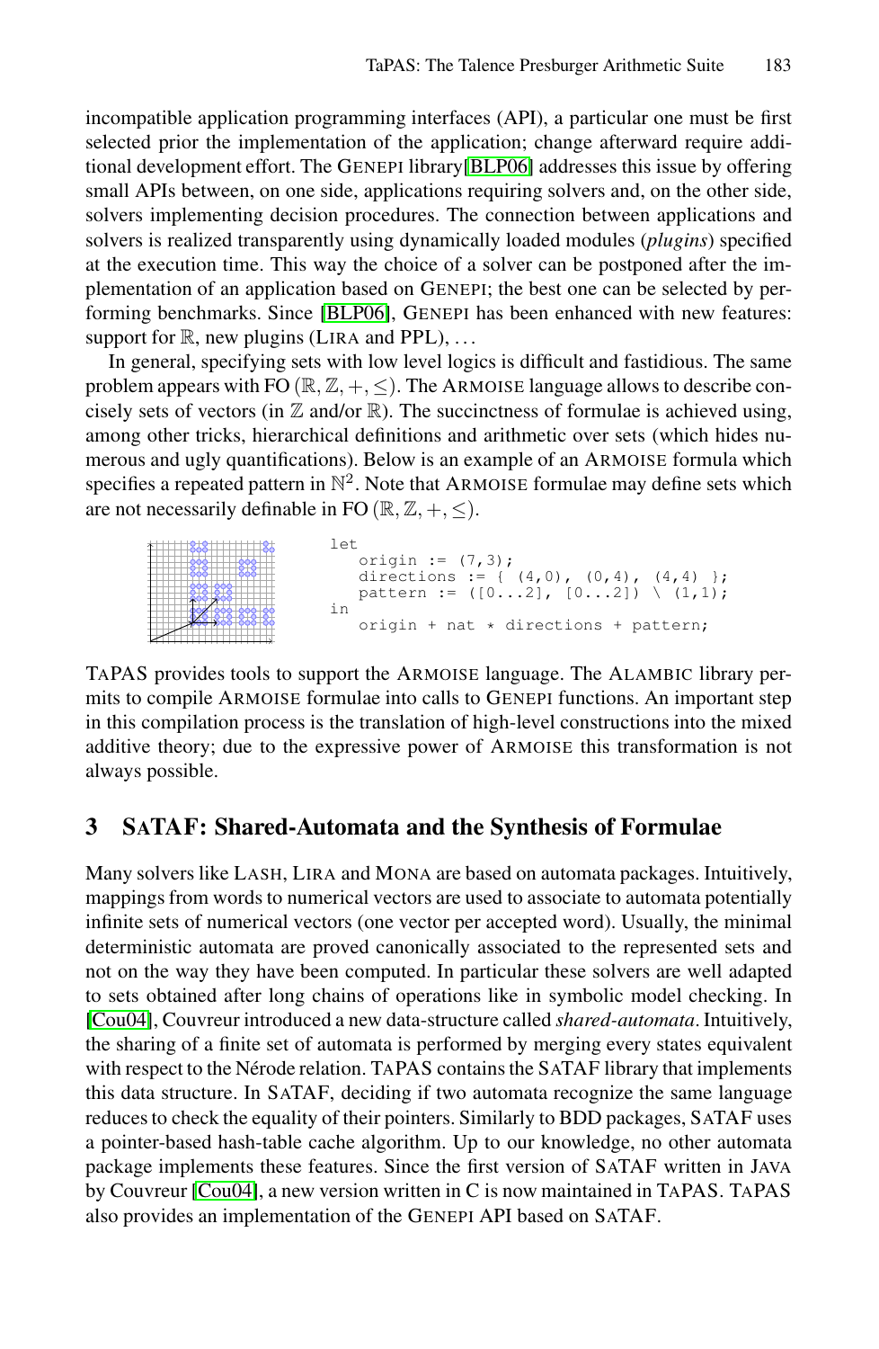incompatible application programming interfaces (API), a particular one must be first selected prior the implementation of the application; change afterward require additional development effort. The GENEPI library[BLP06] addresses this issue by offering small APIs between, on one side, applications requiring solvers and, on the other side, solvers implementing decision procedures. The connection between applications and solvers is realized transparently using dynamically loaded modules (*plugins*) specified at the execution time. This way the choice of a solver can be postponed after the implementation of an application based on GENEPI; the best one can be selected by performing benchmarks. Since [BLP06], GENEPI has been enhanced with new features: support for $\mathbb{R}$, new plugins (LIRA and PPL), ...

In general, specifying sets with low level logics is difficult and fastidious. The same problem appears with FO $(\mathbb{R}, \mathbb{Z}, +, \leq)$. The ARMOISE language allows to describe concisely sets of vectors (in $\mathbb{Z}$ and/or $\mathbb{R}$). The succinctness of formulae is achieved using, among other tricks, hierarchical definitions and arithmetic over sets (which hides numerous and ugly quantifications). Below is an example of an ARMOISE formula which specifies a repeated pattern in $\mathbb{N}^2$. Note that ARMOISE formulae may define sets which are not necessarily definable in FO $(\mathbb{R}, \mathbb{Z}, +, \leq)$.

```
let
   origin := (7,3);
   directions := { (4,0), (0,4), (4,4) };
   pattern := ([0...2], [0...2]) \ (1,1);
in
   origin + nat * directions + pattern;
```

TAPAS provides tools to support the ARMOISE language. The ALAMBIC library permits to compile ARMOISE formulae into calls to GENEPI functions. An important step in this compilation process is the translation of high-level constructions into the mixed additive theory; due to the expressive power of ARMOISE this transformation is not always possible.

## 3 SATAF: Shared-Automata and the Synthesis of Formulae

Many solvers like LASH, LIRA and MONA are based on automata packages. Intuitively, mappings from words to numerical vectors are used to associate to automata potentially infinite sets of numerical vectors (one vector per accepted word). Usually, the minimal deterministic automata are proved canonically associated to the represented sets and not on the way they have been computed. In particular these solvers are well adapted to sets obtained after long chains of operations like in symbolic model checking. In [Cou04], Couvreur introduced a new data-structure called *shared-automata*. Intuitively, the sharing of a finite set of automata is performed by merging every states equivalent with respect to the Nérode relation. TAPAS contains the SATAF library that implements this data structure. In SATAF, deciding if two automata recognize the same language reduces to check the equality of their pointers. Similarly to BDD packages, SATAF uses a pointer-based hash-table cache algorithm. Up to our knowledge, no other automata package implements these features. Since the first version of SATAF written in JAVA by Couvreur [Cou04], a new version written in C is now maintained in TAPAS. TAPAS also provides an implementation of the GENEPI API based on SATAF.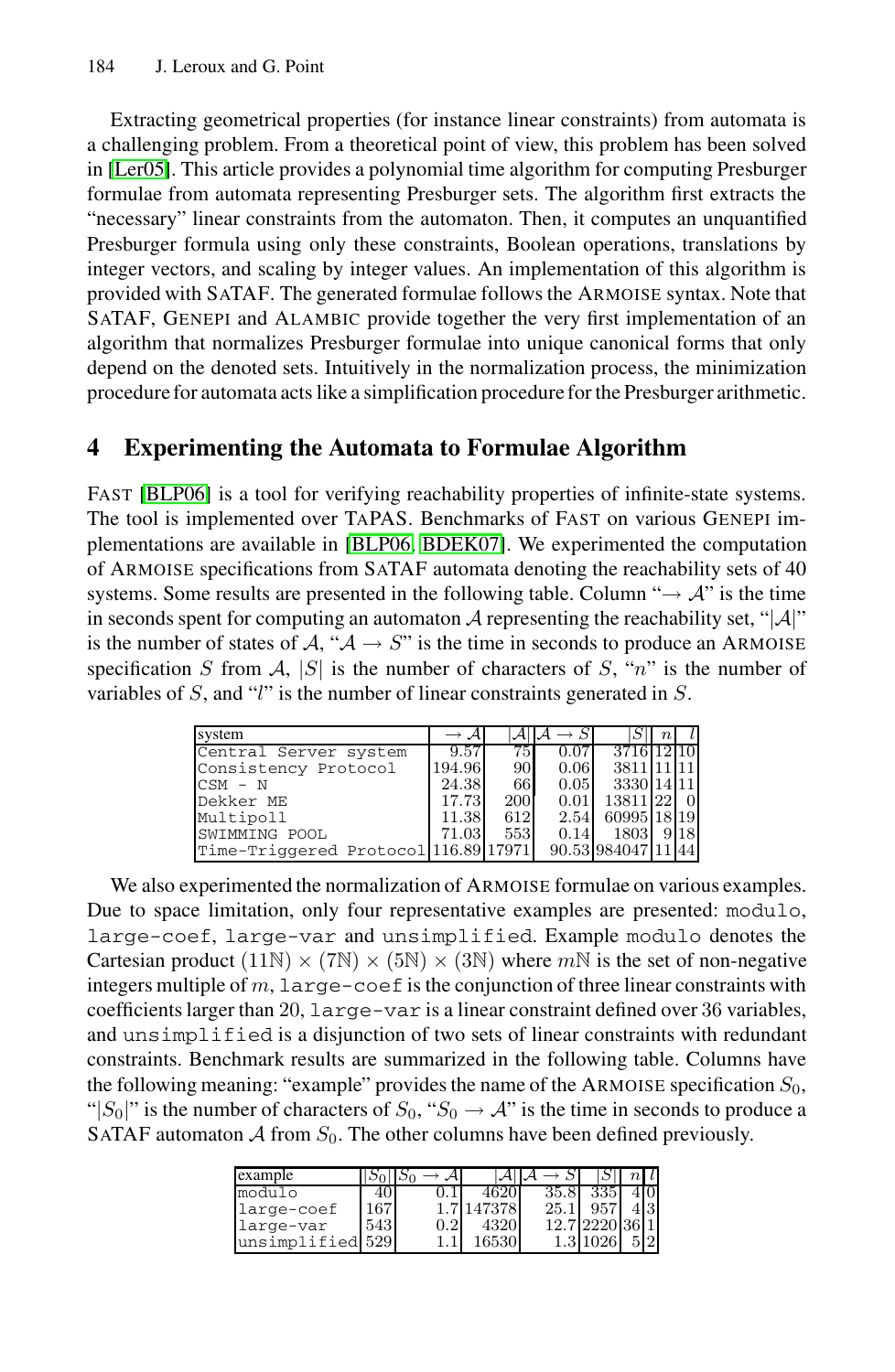Extracting geometrical properties (for instance linear constraints) from automata is a challenging problem. From a theoretical point of view, this problem has been solved in [Ler05]. This article provides a polynomial time algorithm for computing Presburger formulae from automata representing Presburger sets. The algorithm first extracts the "necessary" linear constraints from the automaton. Then, it computes an unquantified Presburger formula using only these constraints, Boolean operations, translations by integer vectors, and scaling by integer values. An implementation of this algorithm is provided with SATAF. The generated formulae follows the ARMOISE syntax. Note that SATAF, GENEPI and ALAMBIC provide together the very first implementation of an algorithm that normalizes Presburger formulae into unique canonical forms that only depend on the denoted sets. Intuitively in the normalization process, the minimization procedure for automata acts like a simplification procedure for the Presburger arithmetic.

## 4 Experimenting the Automata to Formulae Algorithm

FAST [BLP06] is a tool for verifying reachability properties of infinite-state systems. The tool is implemented over TAPAS. Benchmarks of FAST on various GENEPI implementations are available in [BLP06, BDEK07]. We experimented the computation of ARMOISE specifications from SATAF automata denoting the reachability sets of 40 systems. Some results are presented in the following table. Column "$\rightarrow \mathcal{A}$" is the time in seconds spent for computing an automaton $\mathcal{A}$ representing the reachability set, "$|\mathcal{A}|$" is the number of states of $\mathcal{A}$, "$\mathcal{A} \rightarrow S$" is the time in seconds to produce an ARMOISE specification $S$ from $\mathcal{A}$, $|S|$ is the number of characters of $S$, "$n$" is the number of variables of $S$, and "$l$" is the number of linear constraints generated in $S$.

| system | $\rightarrow \mathcal{A}$ | $\lvert\mathcal{A}\rvert$ | $\mathcal{A} \rightarrow S$ | $\lvert S\rvert$ | $n$ | $l$ |
|---|---|---|---|---|---|---|
| `Central Server system` | 9.57 | 75 | 0.07 | 3716 | 12 | 10 |
| `Consistency Protocol` | 194.96 | 90 | 0.06 | 3811 | 11 | 11 |
| `CSM - N` | 24.38 | 66 | 0.05 | 3330 | 14 | 11 |
| `Dekker ME` | 17.73 | 200 | 0.01 | 13811 | 22 | 0 |
| `Multipoll` | 11.38 | 612 | 2.54 | 60995 | 18 | 19 |
| `SWIMMING POOL` | 71.03 | 553 | 0.14 | 1803 | 9 | 18 |
| `Time-Triggered Protocol` | 116.89 | 17971 | 90.53 | 984047 | 11 | 44 |

We also experimented the normalization of ARMOISE formulae on various examples. Due to space limitation, only four representative examples are presented: `modulo`, `large-coef`, `large-var` and `unsimplified`. Example `modulo` denotes the Cartesian product $(11\mathbb{N}) \times (7\mathbb{N}) \times (5\mathbb{N}) \times (3\mathbb{N})$ where $m\mathbb{N}$ is the set of non-negative integers multiple of $m$, `large-coef` is the conjunction of three linear constraints with coefficients larger than 20, `large-var` is a linear constraint defined over 36 variables, and `unsimplified` is a disjunction of two sets of linear constraints with redundant constraints. Benchmark results are summarized in the following table. Columns have the following meaning: "example" provides the name of the ARMOISE specification $S_0$, "$|S_0|$" is the number of characters of $S_0$, "$S_0 \rightarrow \mathcal{A}$" is the time in seconds to produce a SATAF automaton $\mathcal{A}$ from $S_0$. The other columns have been defined previously.

| example | $\lvert S_0\rvert$ | $S_0 \rightarrow \mathcal{A}$ | $\lvert\mathcal{A}\rvert$ | $\mathcal{A} \rightarrow S$ | $\lvert S\rvert$ | $n$ | $l$ |
|---|---|---|---|---|---|---|---|
| `modulo` | 40 | 0.1 | 4620 | 35.8 | 335 | 4 | 0 |
| `large-coef` | 167 | 1.7 | 147378 | 25.1 | 957 | 4 | 3 |
| `large-var` | 543 | 0.2 | 4320 | 12.7 | 2220 | 36 | 1 |
| `unsimplified` | 529 | 1.1 | 16530 | 1.3 | 1026 | 5 | 2 |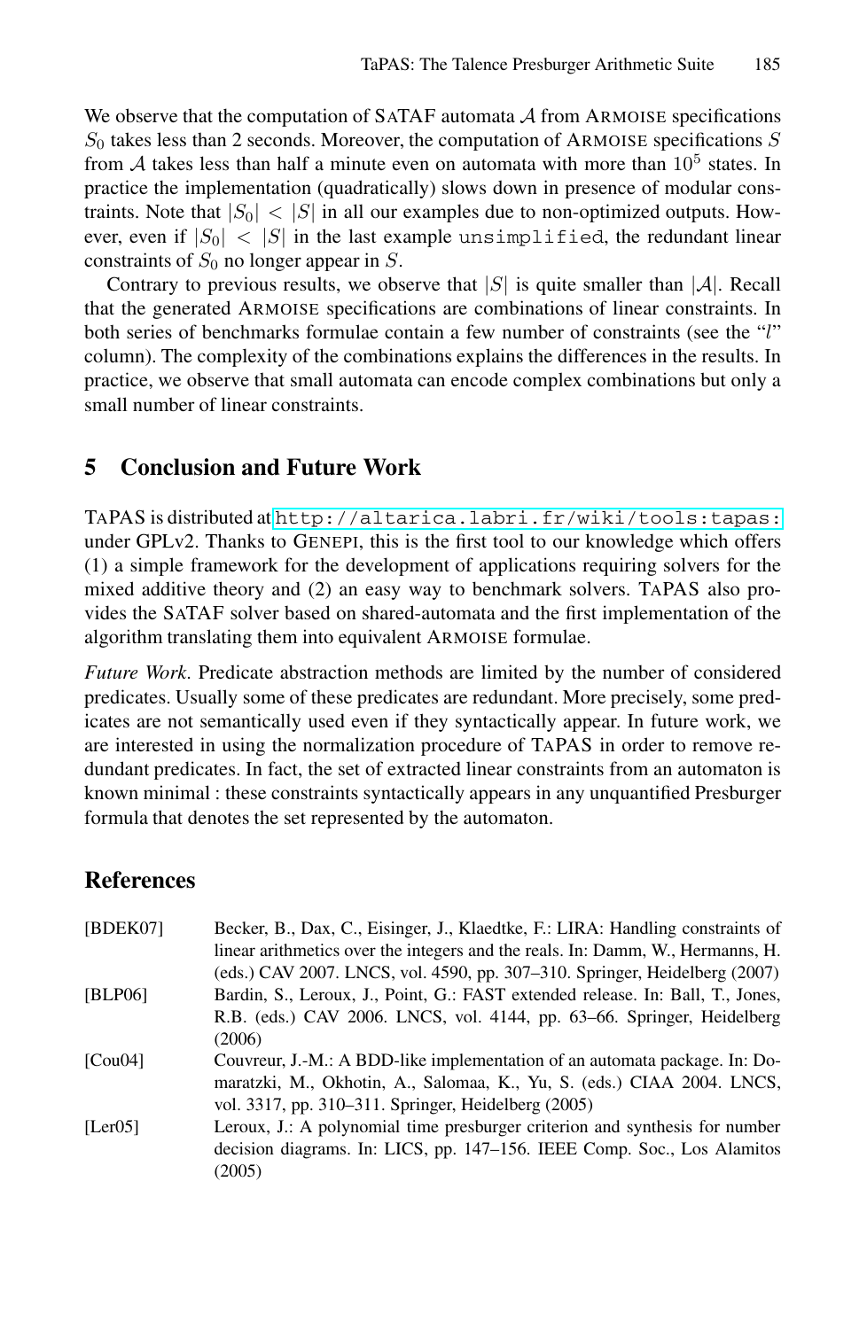We observe that the computation of SATAF automata $\mathcal{A}$ from ARMOISE specifications $S_0$ takes less than 2 seconds. Moreover, the computation of ARMOISE specifications $S$ from $\mathcal{A}$ takes less than half a minute even on automata with more than $10^5$ states. In practice the implementation (quadratically) slows down in presence of modular constraints. Note that $|S_0| < |S|$ in all our examples due to non-optimized outputs. However, even if $|S_0| < |S|$ in the last example `unsimplified`, the redundant linear constraints of $S_0$ no longer appear in $S$.

Contrary to previous results, we observe that $|S|$ is quite smaller than $|\mathcal{A}|$. Recall that the generated ARMOISE specifications are combinations of linear constraints. In both series of benchmarks formulae contain a few number of constraints (see the "$l$" column). The complexity of the combinations explains the differences in the results. In practice, we observe that small automata can encode complex combinations but only a small number of linear constraints.

## 5 Conclusion and Future Work

TAPAS is distributed at http://altarica.labri.fr/wiki/tools:tapas: under GPLv2. Thanks to GENEPI, this is the first tool to our knowledge which offers (1) a simple framework for the development of applications requiring solvers for the mixed additive theory and (2) an easy way to benchmark solvers. TAPAS also provides the SATAF solver based on shared-automata and the first implementation of the algorithm translating them into equivalent ARMOISE formulae.

*Future Work*. Predicate abstraction methods are limited by the number of considered predicates. Usually some of these predicates are redundant. More precisely, some predicates are not semantically used even if they syntactically appear. In future work, we are interested in using the normalization procedure of TAPAS in order to remove redundant predicates. In fact, the set of extracted linear constraints from an automaton is known minimal : these constraints syntactically appears in any unquantified Presburger formula that denotes the set represented by the automaton.

## References

[BDEK07] Becker, B., Dax, C., Eisinger, J., Klaedtke, F.: LIRA: Handling constraints of linear arithmetics over the integers and the reals. In: Damm, W., Hermanns, H. (eds.) CAV 2007. LNCS, vol. 4590, pp. 307–310. Springer, Heidelberg (2007)

[BLP06] Bardin, S., Leroux, J., Point, G.: FAST extended release. In: Ball, T., Jones, R.B. (eds.) CAV 2006. LNCS, vol. 4144, pp. 63–66. Springer, Heidelberg (2006)

[Cou04] Couvreur, J.-M.: A BDD-like implementation of an automata package. In: Domaratzki, M., Okhotin, A., Salomaa, K., Yu, S. (eds.) CIAA 2004. LNCS, vol. 3317, pp. 310–311. Springer, Heidelberg (2005)

[Ler05] Leroux, J.: A polynomial time presburger criterion and synthesis for number decision diagrams. In: LICS, pp. 147–156. IEEE Comp. Soc., Los Alamitos (2005)